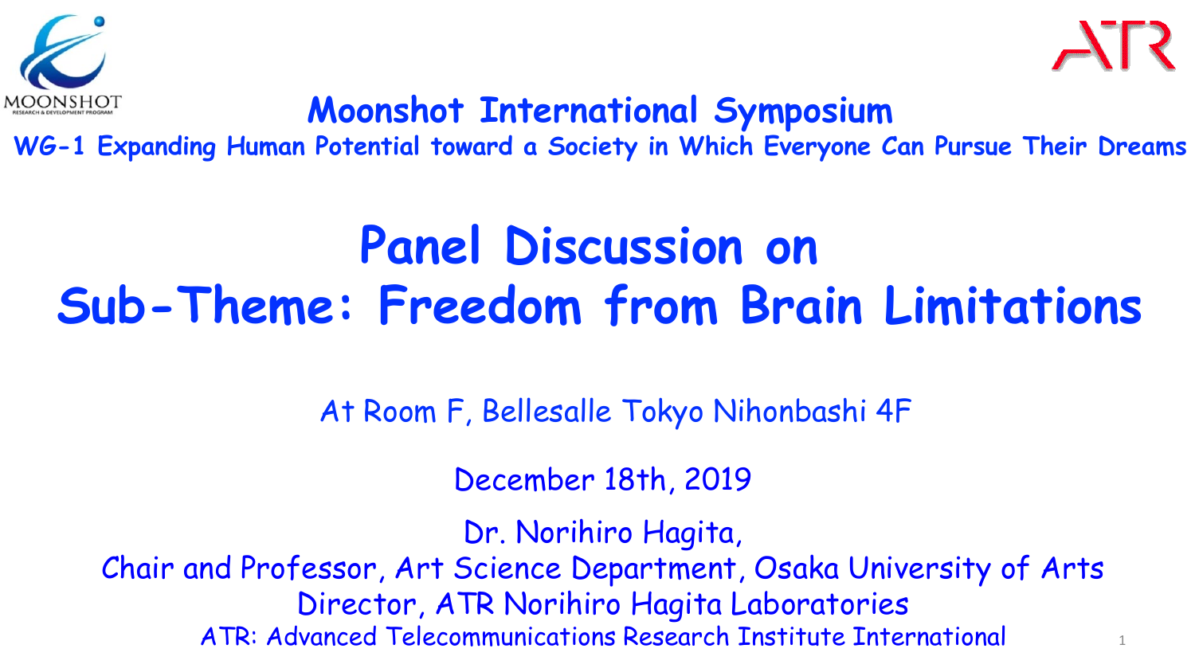MOONSHOT

RESEARCH & DEVELOPMENT PROGRAM

ATR

## Moonshot International Symposium

### WG-1 Expanding Human Potential toward a Society in Which Everyone Can Pursue Their Dreams

# Panel Discussion on Sub-Theme: Freedom from Brain Limitations

At Room F, Bellesalle Tokyo Nihonbashi 4F

December 18th, 2019

Dr. Norihiro Hagita,

Chair and Professor, Art Science Department, Osaka University of Arts

Director, ATR Norihiro Hagita Laboratories

ATR: Advanced Telecommunications Research Institute International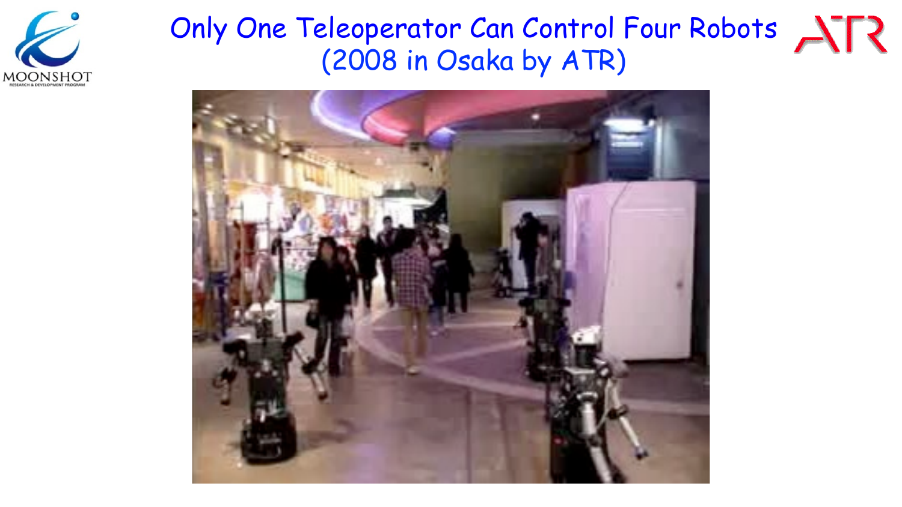# Only One Teleoperator Can Control Four Robots (2008 in Osaka by ATR)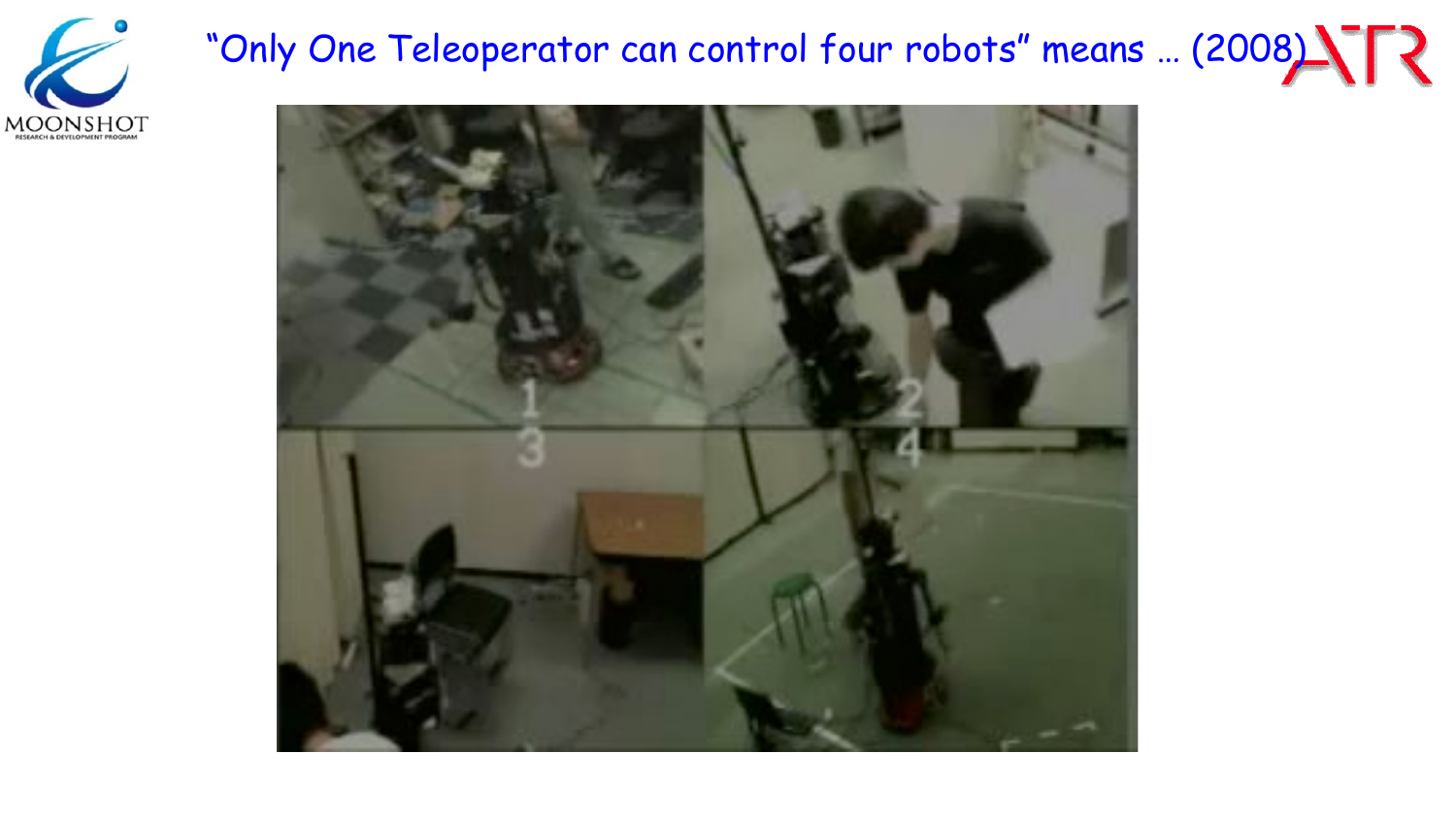# “Only One Teleoperator can control four robots” means … (2008)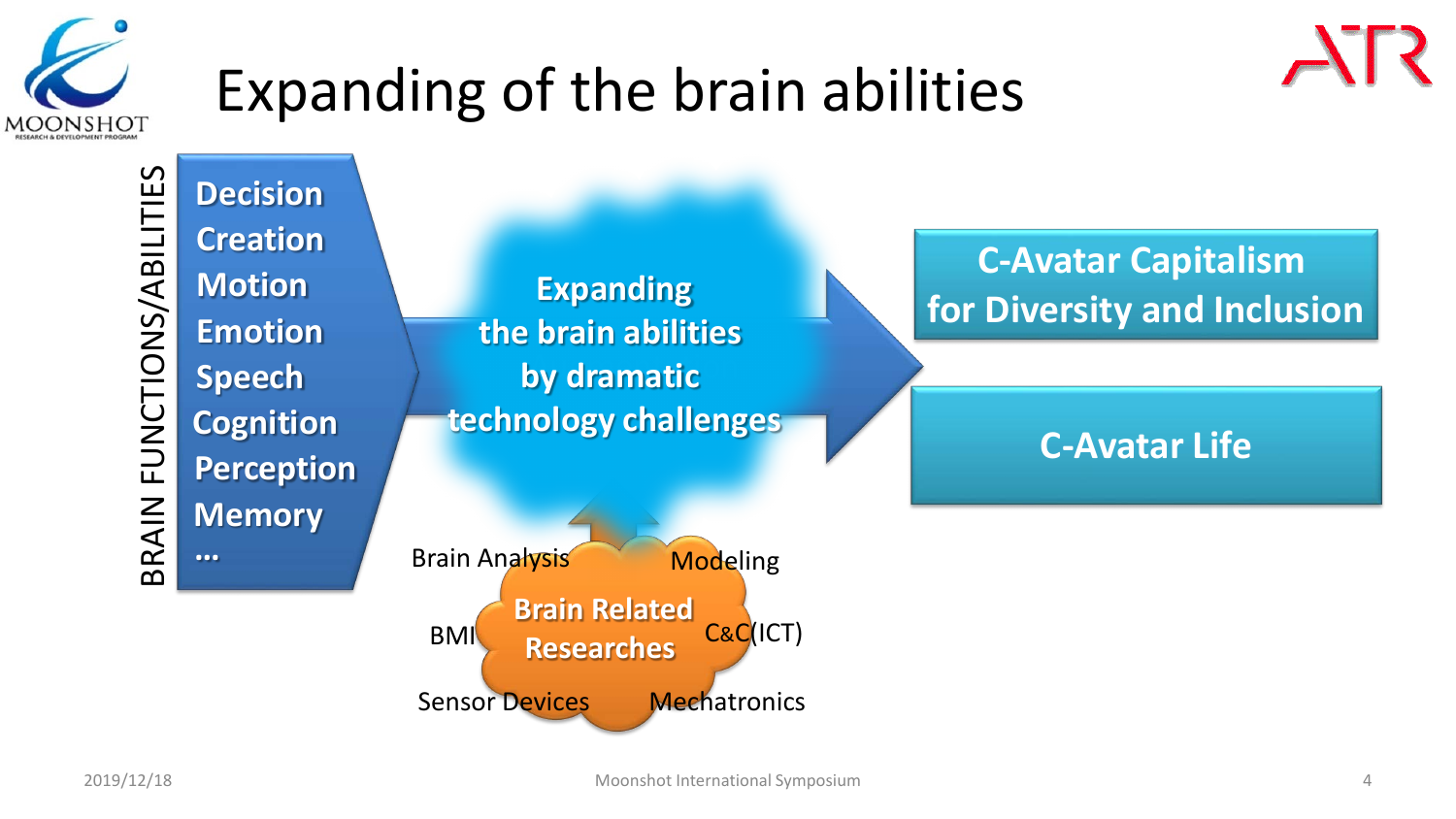# Expanding of the brain abilities

BRAIN FUNCTIONS/ABILITIES

- Decision
- Creation
- Motion
- Emotion
- Speech
- Cognition
- Perception
- Memory
- …

**Expanding the brain abilities by dramatic technology challenges**

**C-Avatar Capitalism for Diversity and Inclusion**

**C-Avatar Life**

**Brain Related Researches**

- Brain Analysis
- Modeling
- BMI
- C&C(ICT)
- Sensor Devices
- Mechatronics

2019/12/18

Moonshot International Symposium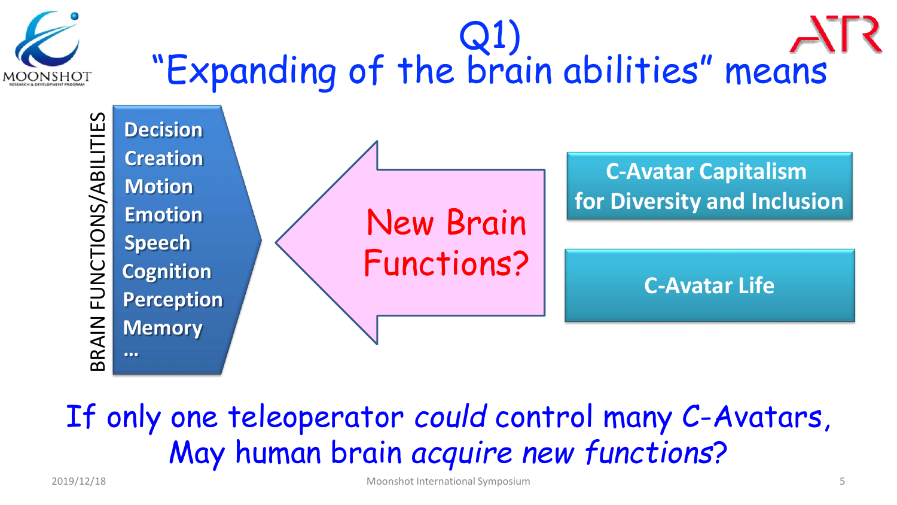# Q1) "Expanding of the brain abilities" means

BRAIN FUNCTIONS/ABILITIES

- Decision
- Creation
- Motion
- Emotion
- Speech
- Cognition
- Perception
- Memory
- …

New Brain Functions?

C-Avatar Capitalism for Diversity and Inclusion

C-Avatar Life

If only one teleoperator *could* control many C-Avatars, May human brain *acquire new functions*?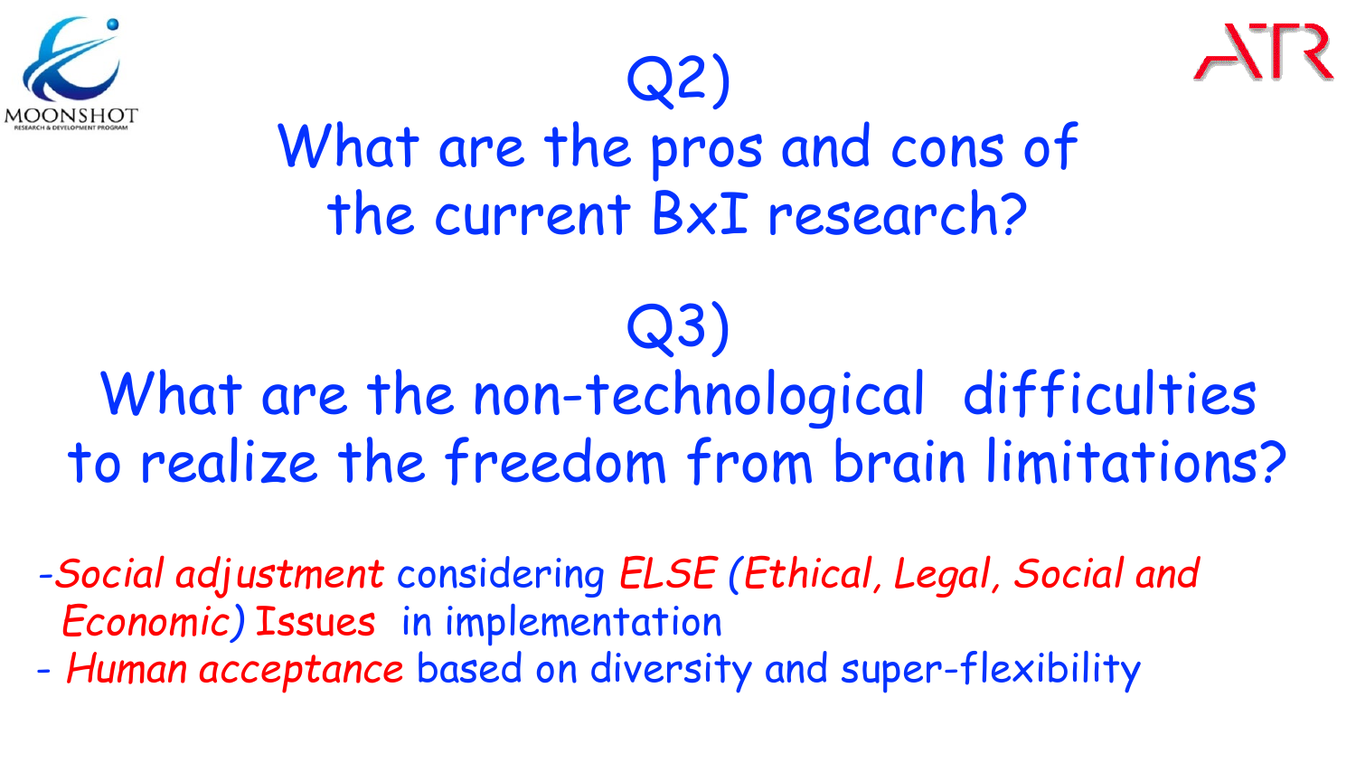## Q2)

## What are the pros and cons of the current BxI research?

## Q3)

## What are the non-technological difficulties to realize the freedom from brain limitations?

- *Social adjustment* considering *ELSE (Ethical, Legal, Social and Economic)* Issues in implementation
- *Human acceptance* based on diversity and super-flexibility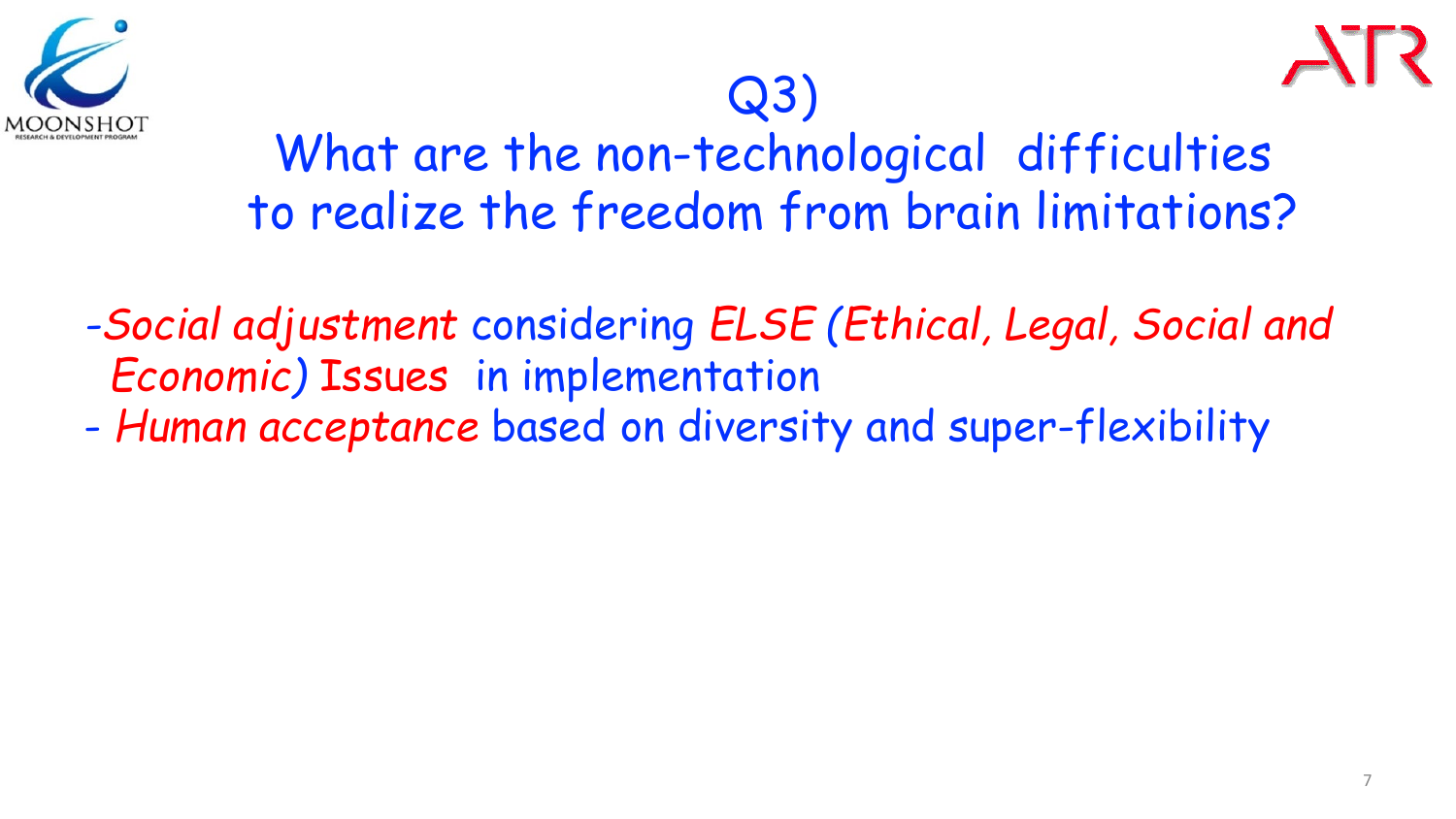# Q3)
## What are the non-technological difficulties to realize the freedom from brain limitations?

- *Social adjustment* considering *ELSE (Ethical, Legal, Social and Economic) Issues* in implementation
- *Human acceptance* based on diversity and super-flexibility